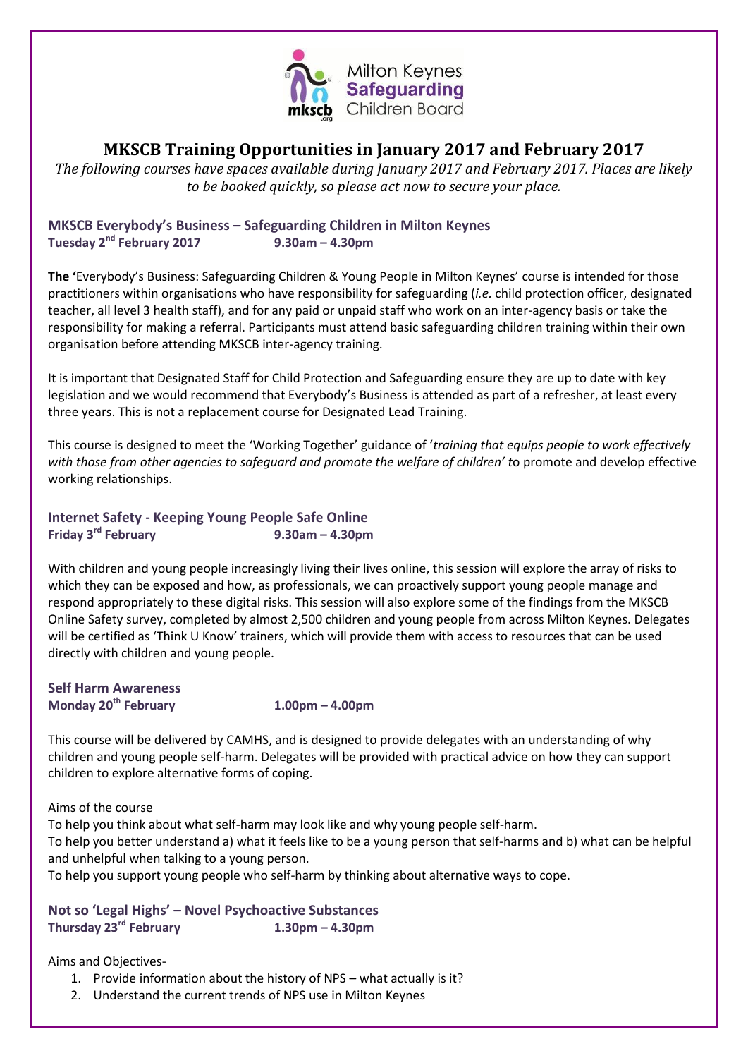Milton Keynes **Safeguarding** Children Board

# MKSCB Training Opportunities in January 2017 and February 2017

*The following courses have spaces available during January 2017 and February 2017. Places are likely to be booked quickly, so please act now to secure your place.*

## MKSCB Everybody's Business – Safeguarding Children in Milton Keynes

**Tuesday 2nd February 2017 9.30am – 4.30pm**

**The '**Everybody's Business: Safeguarding Children & Young People in Milton Keynes' course is intended for those practitioners within organisations who have responsibility for safeguarding (*i.e.* child protection officer, designated teacher, all level 3 health staff), and for any paid or unpaid staff who work on an inter-agency basis or take the responsibility for making a referral. Participants must attend basic safeguarding children training within their own organisation before attending MKSCB inter-agency training.

It is important that Designated Staff for Child Protection and Safeguarding ensure they are up to date with key legislation and we would recommend that Everybody's Business is attended as part of a refresher, at least every three years. This is not a replacement course for Designated Lead Training.

This course is designed to meet the 'Working Together' guidance of '*training that equips people to work effectively with those from other agencies to safeguard and promote the welfare of children'* to promote and develop effective working relationships.

## Internet Safety - Keeping Young People Safe Online

**Friday 3rd February 9.30am – 4.30pm**

With children and young people increasingly living their lives online, this session will explore the array of risks to which they can be exposed and how, as professionals, we can proactively support young people manage and respond appropriately to these digital risks. This session will also explore some of the findings from the MKSCB Online Safety survey, completed by almost 2,500 children and young people from across Milton Keynes. Delegates will be certified as 'Think U Know' trainers, which will provide them with access to resources that can be used directly with children and young people.

## Self Harm Awareness

**Monday 20th February 1.00pm – 4.00pm**

This course will be delivered by CAMHS, and is designed to provide delegates with an understanding of why children and young people self-harm. Delegates will be provided with practical advice on how they can support children to explore alternative forms of coping.

Aims of the course

To help you think about what self-harm may look like and why young people self-harm.

To help you better understand a) what it feels like to be a young person that self-harms and b) what can be helpful and unhelpful when talking to a young person.

To help you support young people who self-harm by thinking about alternative ways to cope.

## Not so 'Legal Highs' – Novel Psychoactive Substances

**Thursday 23rd February 1.30pm – 4.30pm**

Aims and Objectives-

1. Provide information about the history of NPS – what actually is it?
2. Understand the current trends of NPS use in Milton Keynes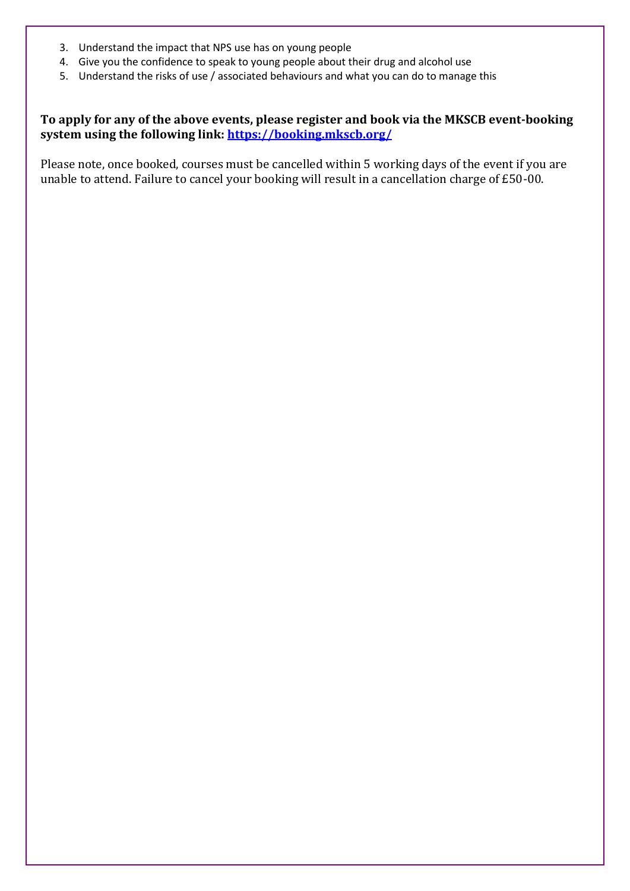3. Understand the impact that NPS use has on young people
4. Give you the confidence to speak to young people about their drug and alcohol use
5. Understand the risks of use / associated behaviours and what you can do to manage this

**To apply for any of the above events, please register and book via the MKSCB event-booking system using the following link: [https://booking.mkscb.org/](https://booking.mkscb.org/)**

Please note, once booked, courses must be cancelled within 5 working days of the event if you are unable to attend. Failure to cancel your booking will result in a cancellation charge of £50-00.